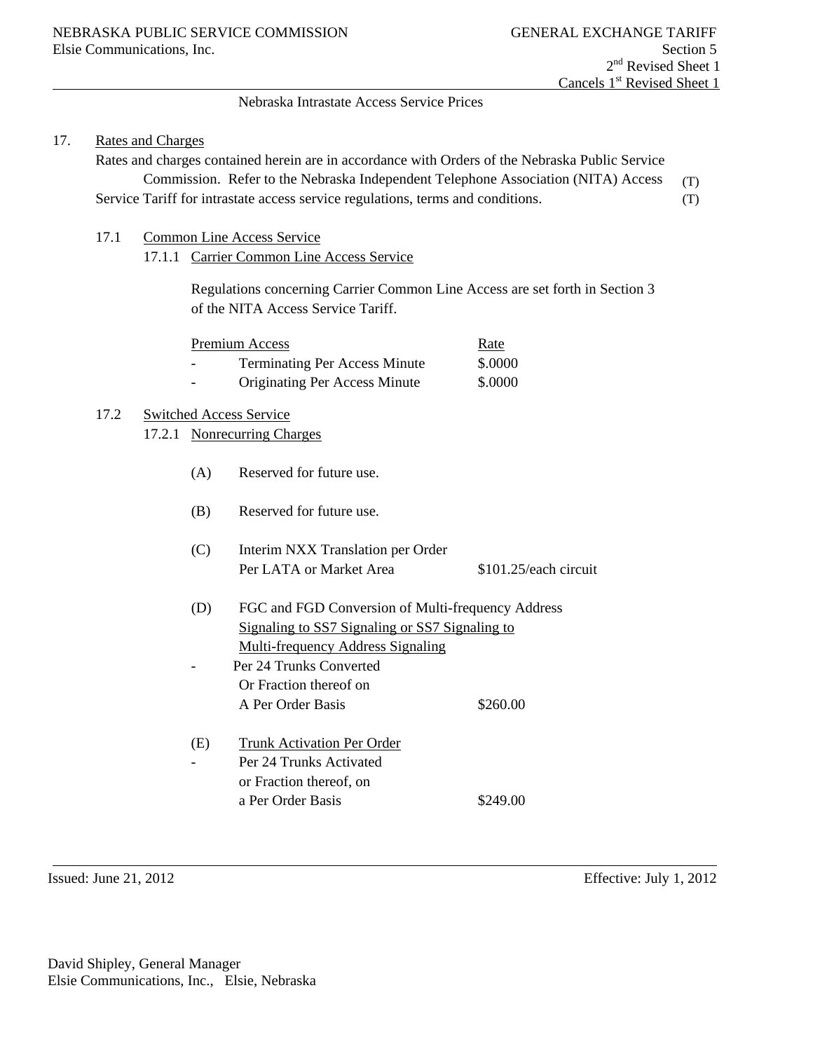NEBRASKA PUBLIC SERVICE COMMISSION
Elsie Communications, Inc.

GENERAL EXCHANGE TARIFF
Section 5
2nd Revised Sheet 1
Cancels 1st Revised Sheet 1

Nebraska Intrastate Access Service Prices

17. Rates and Charges

Rates and charges contained herein are in accordance with Orders of the Nebraska Public Service Commission. Refer to the Nebraska Independent Telephone Association (NITA) Access Service Tariff for intrastate access service regulations, terms and conditions. (T) (T)

17.1 Common Line Access Service

17.1.1 Carrier Common Line Access Service

Regulations concerning Carrier Common Line Access are set forth in Section 3 of the NITA Access Service Tariff.

| Premium Access | Rate |
|---|---|
| - Terminating Per Access Minute | $.0000 |
| - Originating Per Access Minute | $.0000 |

17.2 Switched Access Service

17.2.1 Nonrecurring Charges

(A) Reserved for future use.

(B) Reserved for future use.

(C) Interim NXX Translation per Order
Per LATA or Market Area — $101.25/each circuit

(D) FGC and FGD Conversion of Multi-frequency Address Signaling to SS7 Signaling or SS7 Signaling to Multi-frequency Address Signaling
- Per 24 Trunks Converted Or Fraction thereof on A Per Order Basis — $260.00

(E) Trunk Activation Per Order
- Per 24 Trunks Activated or Fraction thereof, on a Per Order Basis — $249.00

Issued: June 21, 2012 Effective: July 1, 2012

David Shipley, General Manager
Elsie Communications, Inc., Elsie, Nebraska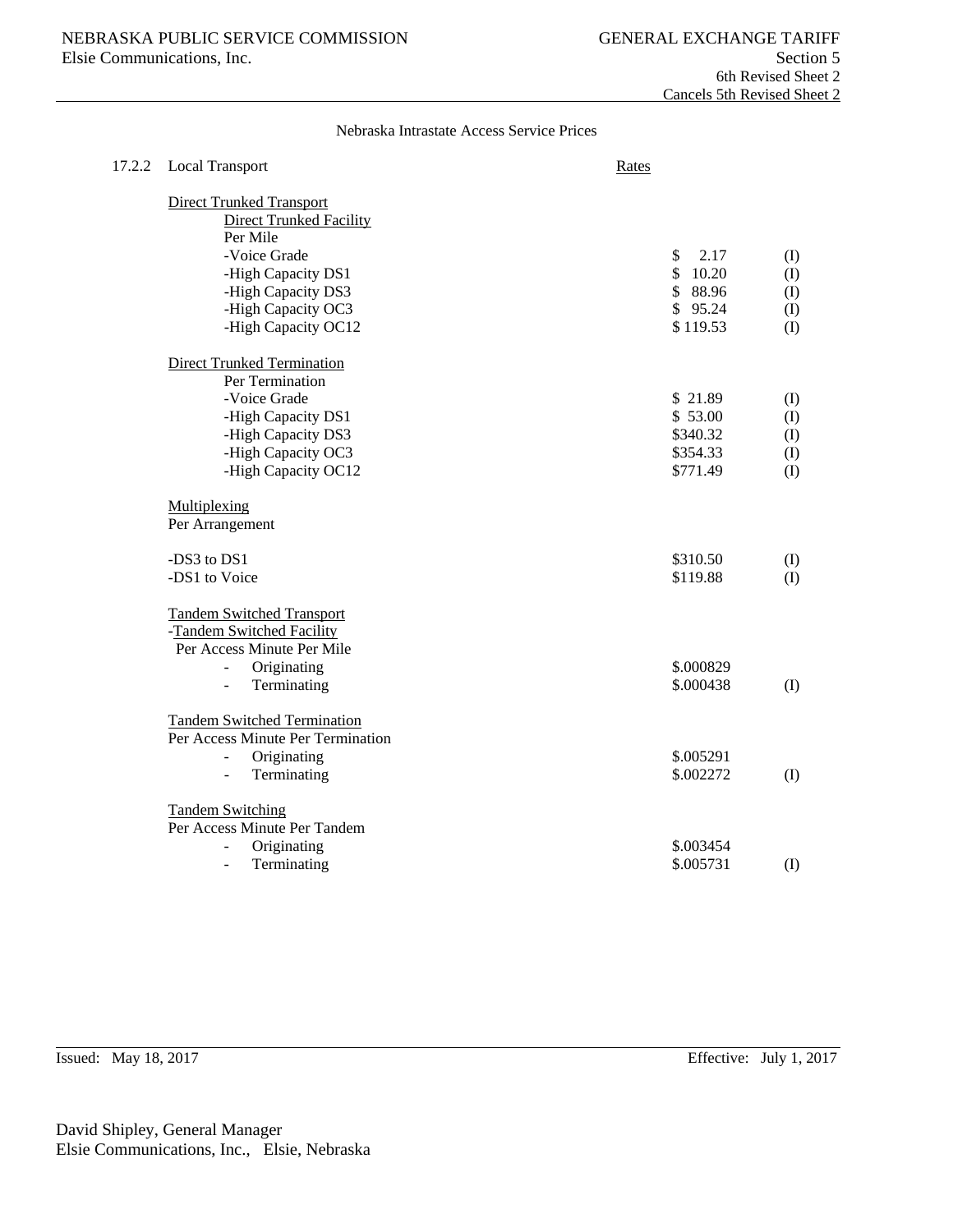NEBRASKA PUBLIC SERVICE COMMISSION
Elsie Communications, Inc.

GENERAL EXCHANGE TARIFF
Section 5
6th Revised Sheet 2
Cancels 5th Revised Sheet 2

Nebraska Intrastate Access Service Prices

17.2.2 Local Transport

| | Rates | |
|---|---|---|
| **Direct Trunked Transport** | | |
| Direct Trunked Facility | | |
| Per Mile | | |
| -Voice Grade | $ 2.17 | (I) |
| -High Capacity DS1 | $ 10.20 | (I) |
| -High Capacity DS3 | $ 88.96 | (I) |
| -High Capacity OC3 | $ 95.24 | (I) |
| -High Capacity OC12 | $ 119.53 | (I) |
| **Direct Trunked Termination** | | |
| Per Termination | | |
| -Voice Grade | $ 21.89 | (I) |
| -High Capacity DS1 | $ 53.00 | (I) |
| -High Capacity DS3 | $340.32 | (I) |
| -High Capacity OC3 | $354.33 | (I) |
| -High Capacity OC12 | $771.49 | (I) |
| **Multiplexing** | | |
| Per Arrangement | | |
| -DS3 to DS1 | $310.50 | (I) |
| -DS1 to Voice | $119.88 | (I) |
| **Tandem Switched Transport** | | |
| -Tandem Switched Facility | | |
| Per Access Minute Per Mile | | |
| - Originating | $.000829 | |
| - Terminating | $.000438 | (I) |
| **Tandem Switched Termination** | | |
| Per Access Minute Per Termination | | |
| - Originating | $.005291 | |
| - Terminating | $.002272 | (I) |
| **Tandem Switching** | | |
| Per Access Minute Per Tandem | | |
| - Originating | $.003454 | |
| - Terminating | $.005731 | (I) |

Issued: May 18, 2017

Effective: July 1, 2017

David Shipley, General Manager
Elsie Communications, Inc., Elsie, Nebraska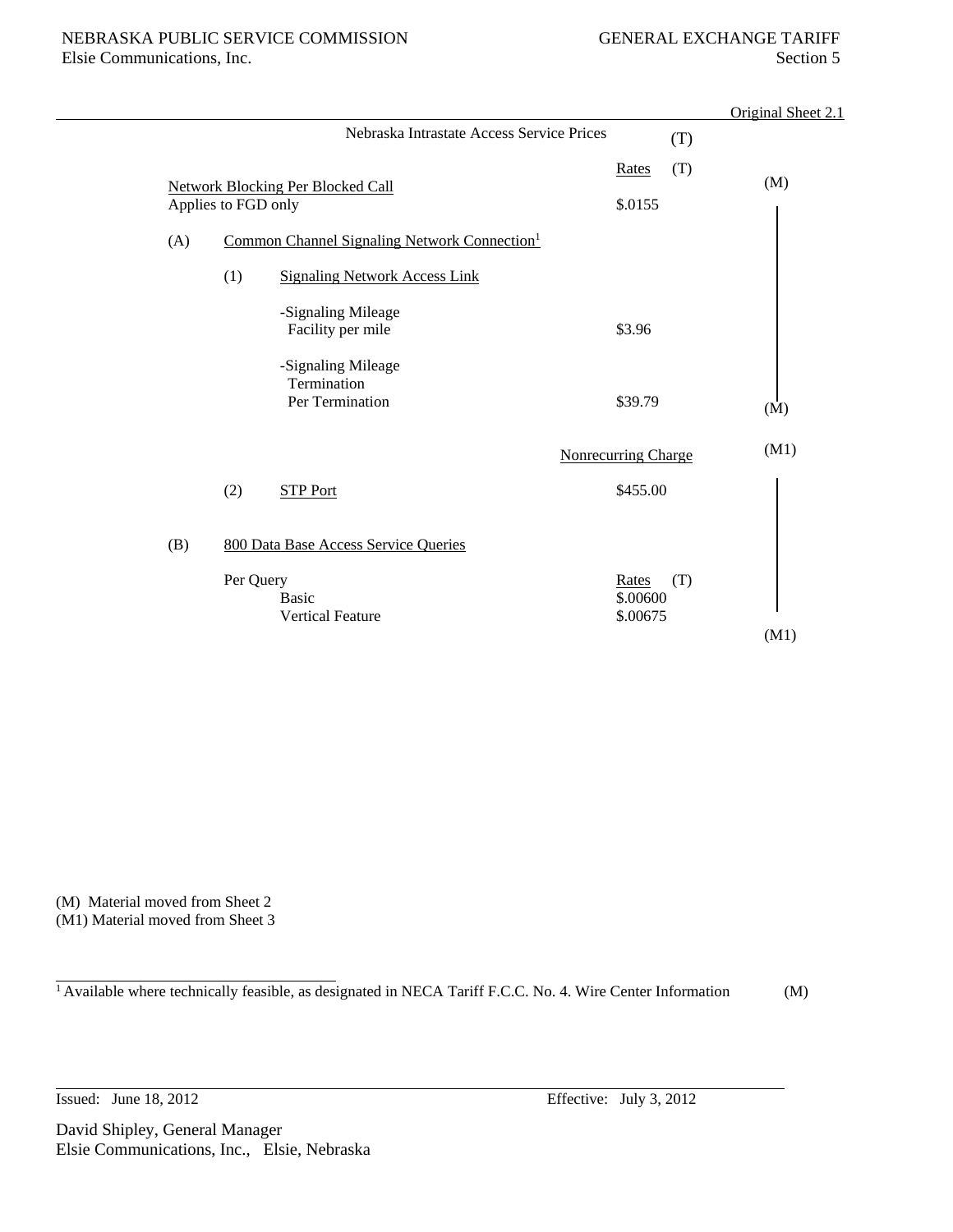NEBRASKA PUBLIC SERVICE COMMISSION — GENERAL EXCHANGE TARIFF
Elsie Communications, Inc. — Section 5

Original Sheet 2.1

## Nebraska Intrastate Access Service Prices (T)

| | Rates (T) | |
|---|---|---|
| Network Blocking Per Blocked Call<br>Applies to FGD only | $.0155 | (M) |
| (A) Common Channel Signaling Network Connection[1] | | |
| (1) Signaling Network Access Link | | |
| -Signaling Mileage<br>Facility per mile | $3.96 | |
| -Signaling Mileage<br>Termination<br>Per Termination | $39.79 | (M) |

| | Nonrecurring Charge | |
|---|---|---|
| (2) STP Port | $455.00 | (M1) |

| (B) 800 Data Base Access Service Queries | Rates (T) | |
|---|---|---|
| Per Query | | |
| Basic | $.00600 | |
| Vertical Feature | $.00675 | (M1) |

(M) Material moved from Sheet 2
(M1) Material moved from Sheet 3

[1] Available where technically feasible, as designated in NECA Tariff F.C.C. No. 4. Wire Center Information (M)

Issued: June 18, 2012 — Effective: July 3, 2012

David Shipley, General Manager
Elsie Communications, Inc., Elsie, Nebraska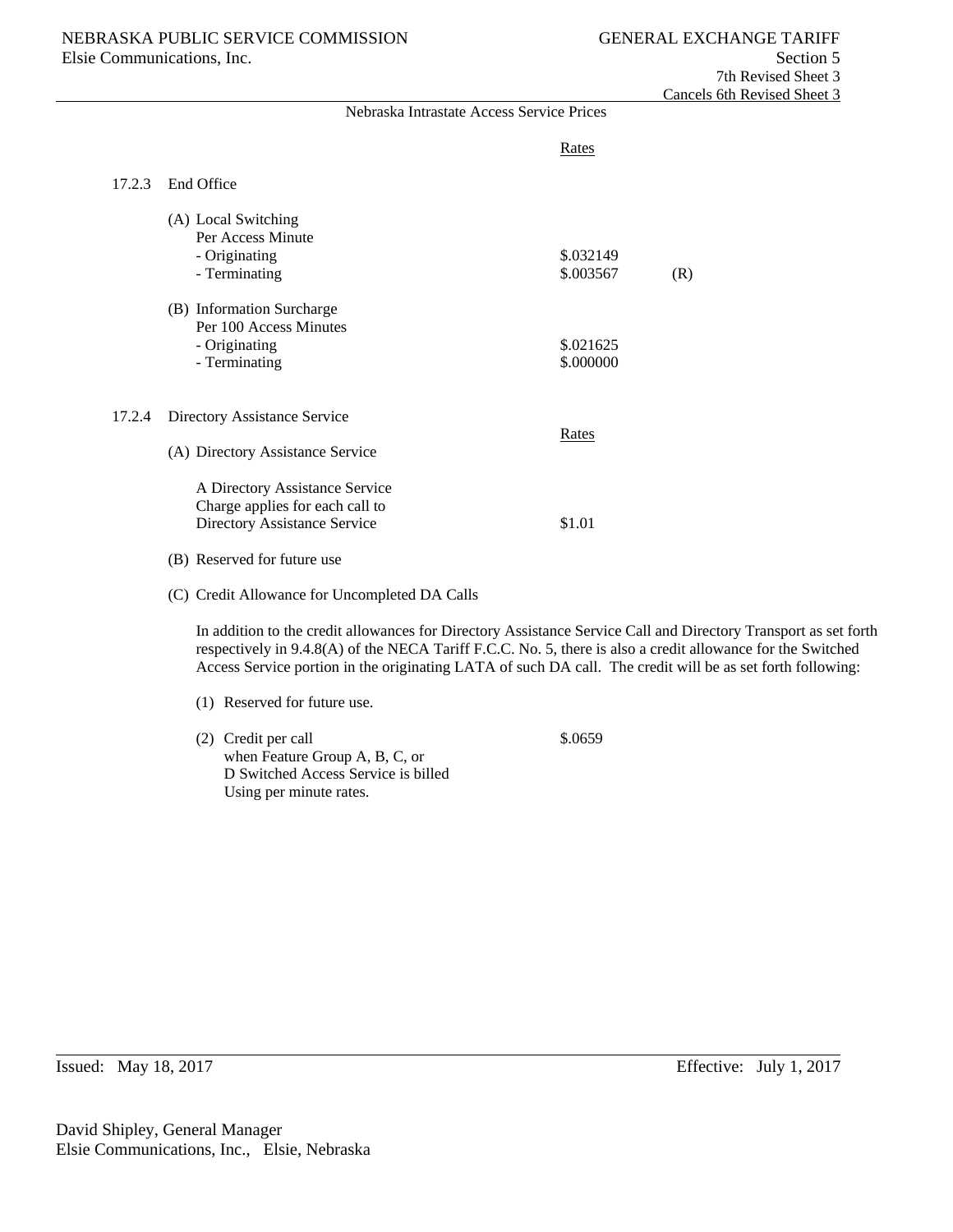Nebraska Intrastate Access Service Prices

| | | Rates | |
|---|---|---|---|
| 17.2.3 | End Office | | |
| | (A) Local Switching<br>Per Access Minute<br>- Originating<br>- Terminating | <br><br>$.032149<br>$.003567 | <br><br><br>(R) |
| | (B) Information Surcharge<br>Per 100 Access Minutes<br>- Originating<br>- Terminating | <br><br>$.021625<br>$.000000 | |

17.2.4 Directory Assistance Service

| | Rates |
|---|---|
| (A) Directory Assistance Service | |
| A Directory Assistance Service Charge applies for each call to Directory Assistance Service | $1.01 |

(B) Reserved for future use

(C) Credit Allowance for Uncompleted DA Calls

In addition to the credit allowances for Directory Assistance Service Call and Directory Transport as set forth respectively in 9.4.8(A) of the NECA Tariff F.C.C. No. 5, there is also a credit allowance for the Switched Access Service portion in the originating LATA of such DA call. The credit will be as set forth following:

(1) Reserved for future use.

| | |
|---|---|
| (2) Credit per call when Feature Group A, B, C, or D Switched Access Service is billed Using per minute rates. | $.0659 |

Issued: May 18, 2017 Effective: July 1, 2017

David Shipley, General Manager
Elsie Communications, Inc., Elsie, Nebraska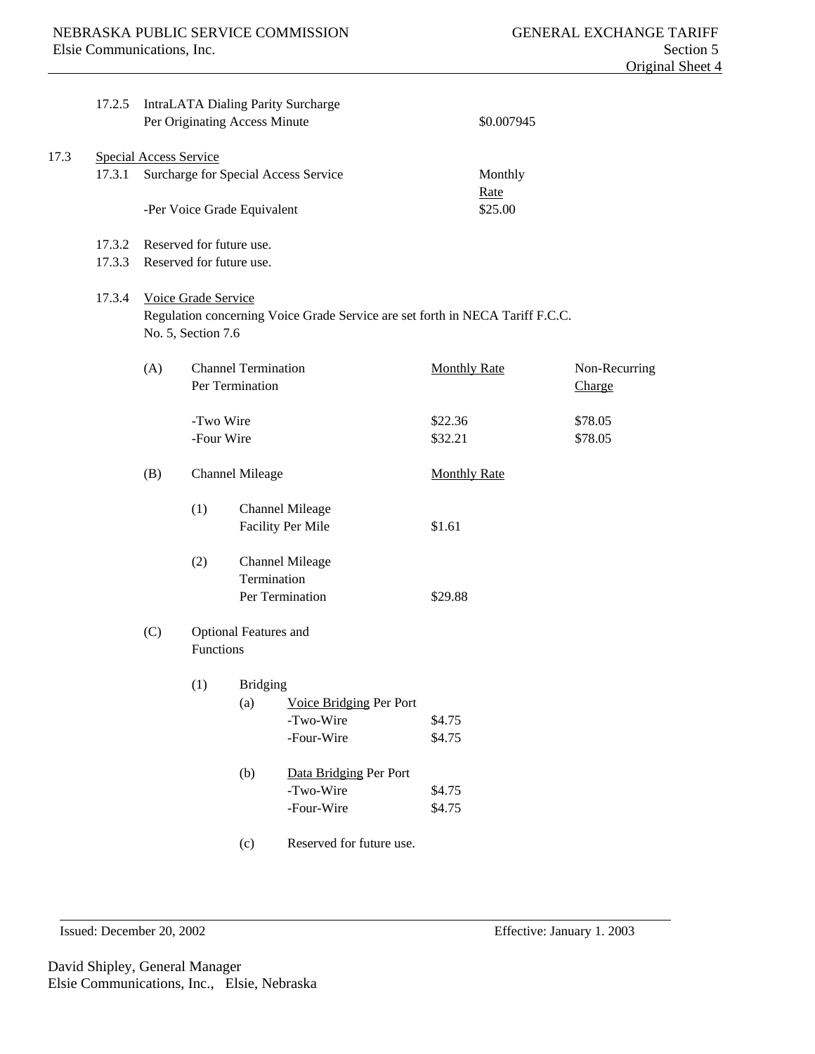17.2.5 IntraLATA Dialing Parity Surcharge

| | Rate |
|---|---|
| Per Originating Access Minute | $0.007945 |

17.3 <u>Special Access Service</u>

17.3.1 Surcharge for Special Access Service

| | Monthly <u>Rate</u> |
|---|---|
| -Per Voice Grade Equivalent | $25.00 |

17.3.2 Reserved for future use.

17.3.3 Reserved for future use.

17.3.4 <u>Voice Grade Service</u>

Regulation concerning Voice Grade Service are set forth in NECA Tariff F.C.C. No. 5, Section 7.6

(A) Channel Termination Per Termination

| | <u>Monthly Rate</u> | Non-Recurring <u>Charge</u> |
|---|---|---|
| -Two Wire | $22.36 | $78.05 |
| -Four Wire | $32.21 | $78.05 |

(B) Channel Mileage

| | <u>Monthly Rate</u> |
|---|---|
| (1) Channel Mileage Facility Per Mile | $1.61 |
| (2) Channel Mileage Termination Per Termination | $29.88 |

(C) Optional Features and Functions

(1) Bridging

| | Rate |
|---|---|
| (a) <u>Voice Bridging</u> Per Port | |
| -Two-Wire | $4.75 |
| -Four-Wire | $4.75 |
| (b) <u>Data Bridging</u> Per Port | |
| -Two-Wire | $4.75 |
| -Four-Wire | $4.75 |

(c) Reserved for future use.

Issued: December 20, 2002 Effective: January 1. 2003

David Shipley, General Manager
Elsie Communications, Inc., Elsie, Nebraska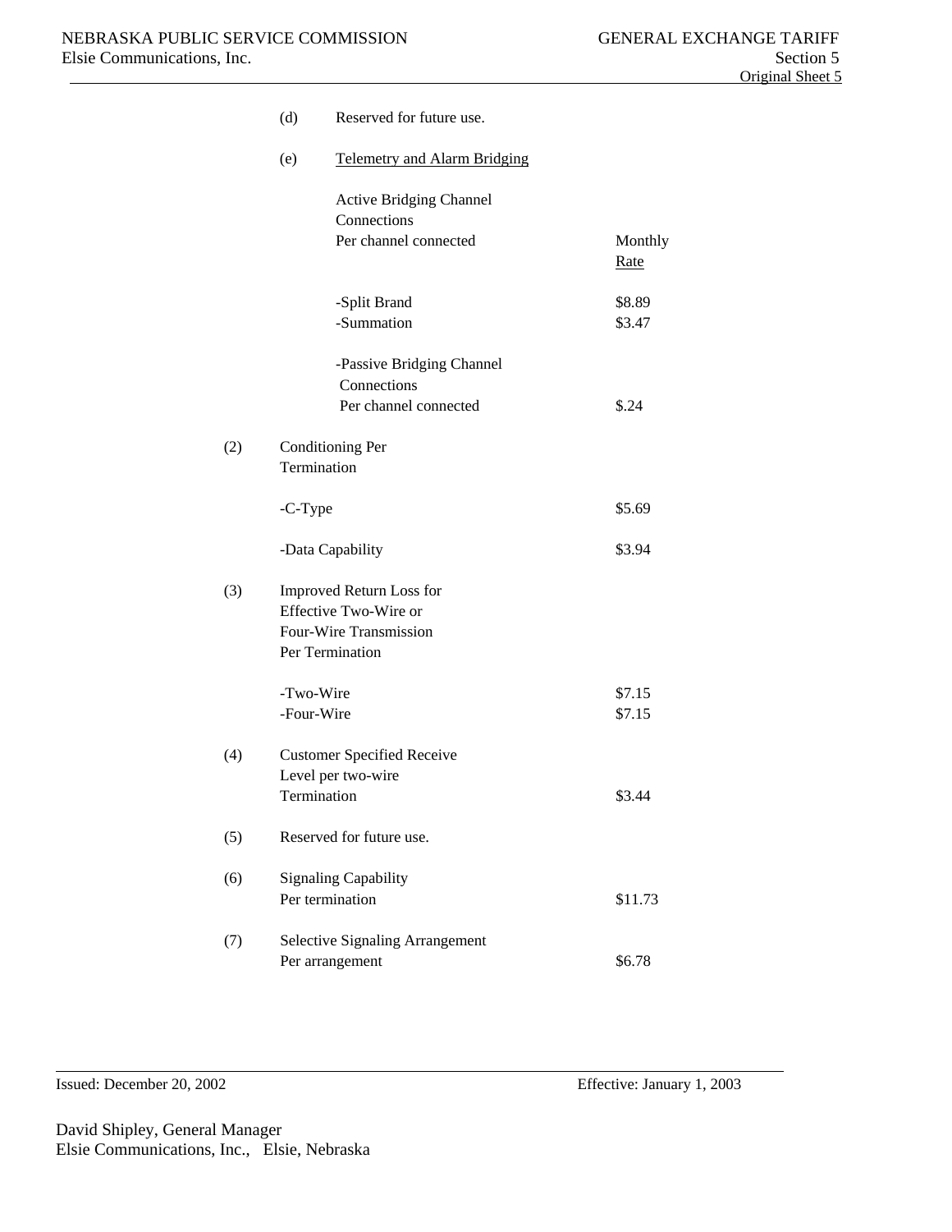(d) Reserved for future use.

(e) Telemetry and Alarm Bridging

| | Monthly Rate |
|---|---|
| Active Bridging Channel Connections Per channel connected | |
| -Split Brand | $8.89 |
| -Summation | $3.47 |
| -Passive Bridging Channel Connections Per channel connected | $.24 |

(2) Conditioning Per Termination

| | |
|---|---|
| -C-Type | $5.69 |
| -Data Capability | $3.94 |

(3) Improved Return Loss for Effective Two-Wire or Four-Wire Transmission Per Termination

| | |
|---|---|
| -Two-Wire | $7.15 |
| -Four-Wire | $7.15 |

(4) Customer Specified Receive Level per two-wire Termination — $3.44

(5) Reserved for future use.

(6) Signaling Capability Per termination — $11.73

(7) Selective Signaling Arrangement Per arrangement — $6.78

Issued: December 20, 2002 Effective: January 1, 2003

David Shipley, General Manager
Elsie Communications, Inc., Elsie, Nebraska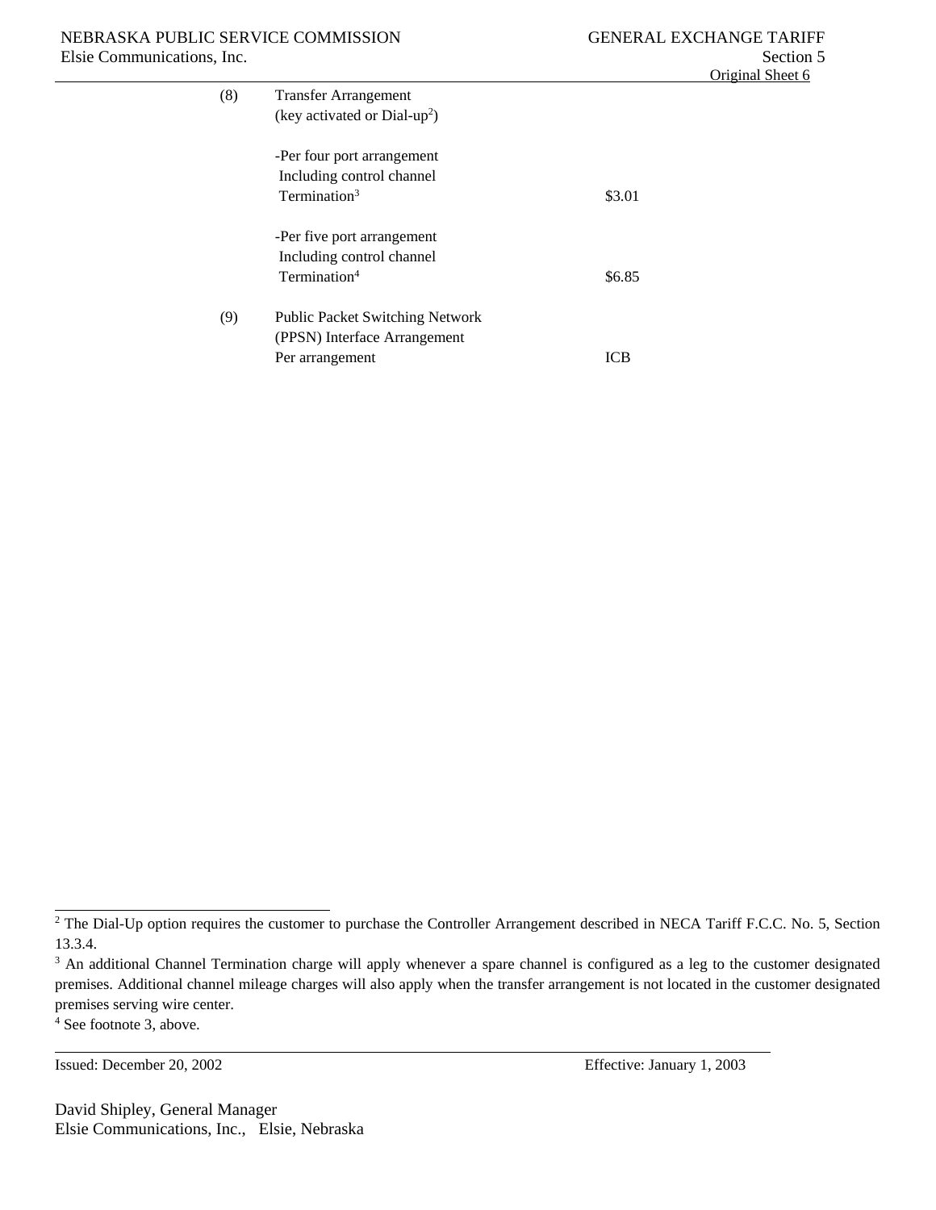(8) Transfer Arrangement
(key activated or Dial-up[2])

| | | |
|---|---|---|
| | -Per four port arrangement Including control channel Termination[3] | $3.01 |
| | -Per five port arrangement Including control channel Termination[4] | $6.85 |
| (9) | Public Packet Switching Network (PPSN) Interface Arrangement Per arrangement | ICB |

---

[2] The Dial-Up option requires the customer to purchase the Controller Arrangement described in NECA Tariff F.C.C. No. 5, Section 13.3.4.

[3] An additional Channel Termination charge will apply whenever a spare channel is configured as a leg to the customer designated premises. Additional channel mileage charges will also apply when the transfer arrangement is not located in the customer designated premises serving wire center.

[4] See footnote 3, above.

Issued: December 20, 2002 Effective: January 1, 2003

David Shipley, General Manager
Elsie Communications, Inc., Elsie, Nebraska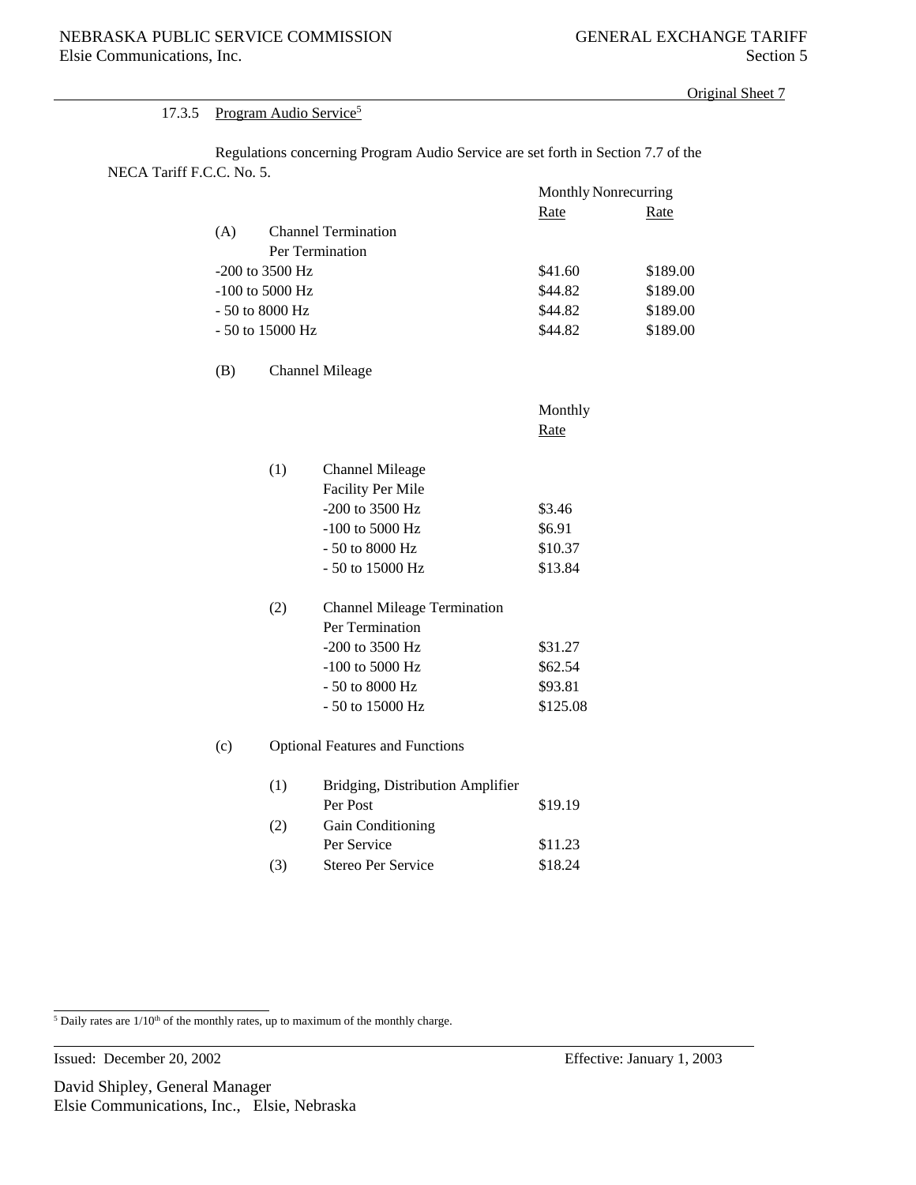17.3.5 Program Audio Service[5]

Regulations concerning Program Audio Service are set forth in Section 7.7 of the NECA Tariff F.C.C. No. 5.

| | Monthly Rate | Nonrecurring Rate |
|---|---|---|
| (A) Channel Termination Per Termination | | |
| -200 to 3500 Hz | $41.60 | $189.00 |
| -100 to 5000 Hz | $44.82 | $189.00 |
| - 50 to 8000 Hz | $44.82 | $189.00 |
| - 50 to 15000 Hz | $44.82 | $189.00 |

(B) Channel Mileage

| | Monthly Rate |
|---|---|
| (1) Channel Mileage Facility Per Mile | |
| -200 to 3500 Hz | $3.46 |
| -100 to 5000 Hz | $6.91 |
| - 50 to 8000 Hz | $10.37 |
| - 50 to 15000 Hz | $13.84 |
| (2) Channel Mileage Termination Per Termination | |
| -200 to 3500 Hz | $31.27 |
| -100 to 5000 Hz | $62.54 |
| - 50 to 8000 Hz | $93.81 |
| - 50 to 15000 Hz | $125.08 |

(c) Optional Features and Functions

| | Monthly Rate |
|---|---|
| (1) Bridging, Distribution Amplifier Per Post | $19.19 |
| (2) Gain Conditioning Per Service | $11.23 |
| (3) Stereo Per Service | $18.24 |

[5] Daily rates are 1/10th of the monthly rates, up to maximum of the monthly charge.

Issued: December 20, 2002 Effective: January 1, 2003

David Shipley, General Manager
Elsie Communications, Inc., Elsie, Nebraska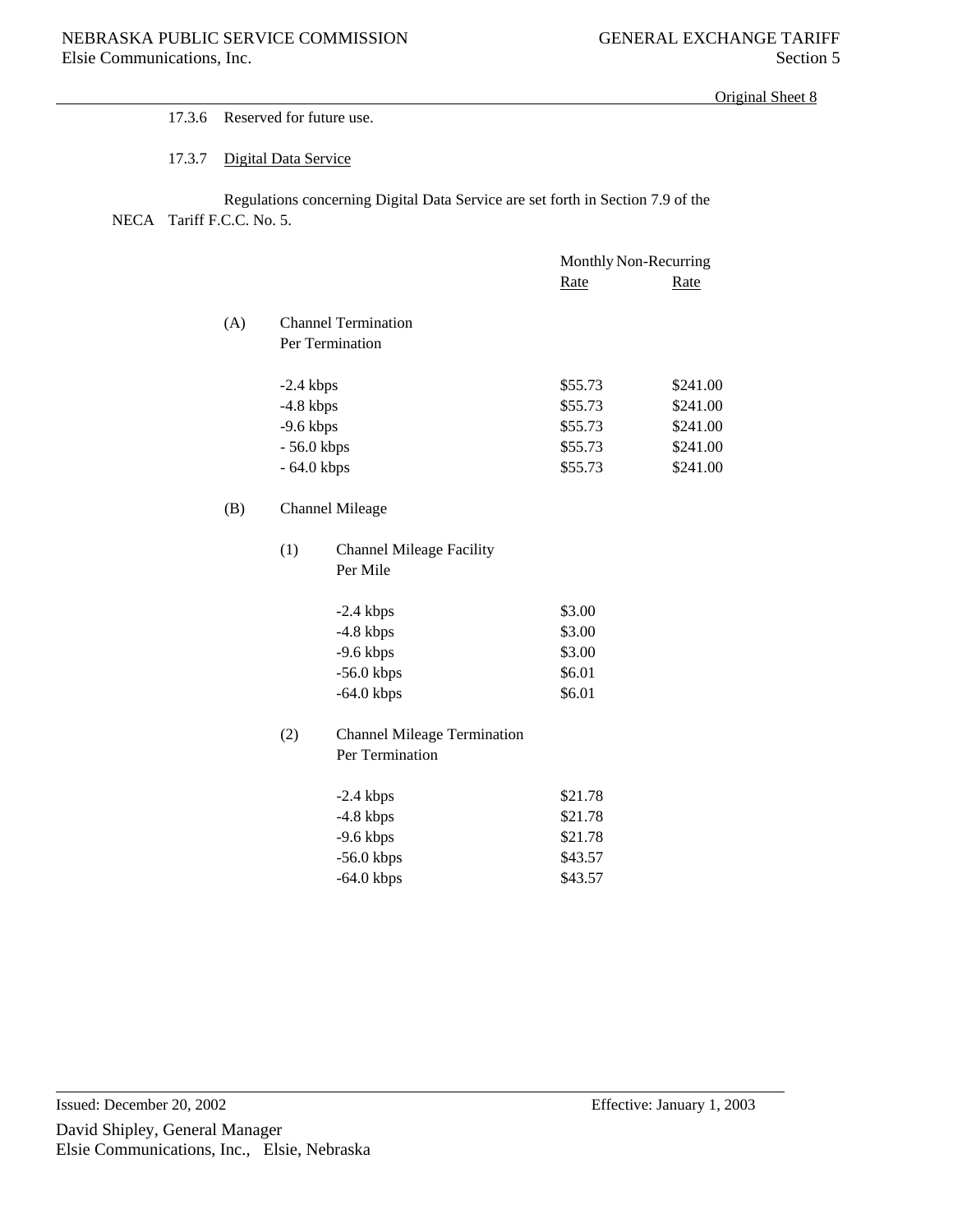17.3.6 Reserved for future use.

17.3.7 Digital Data Service

Regulations concerning Digital Data Service are set forth in Section 7.9 of the NECA Tariff F.C.C. No. 5.

| | Monthly Rate | Non-Recurring Rate |
|---|---|---|
| **(A) Channel Termination Per Termination** | | |
| -2.4 kbps | $55.73 | $241.00 |
| -4.8 kbps | $55.73 | $241.00 |
| -9.6 kbps | $55.73 | $241.00 |
| - 56.0 kbps | $55.73 | $241.00 |
| - 64.0 kbps | $55.73 | $241.00 |
| **(B) Channel Mileage** | | |
| **(1) Channel Mileage Facility Per Mile** | | |
| -2.4 kbps | $3.00 | |
| -4.8 kbps | $3.00 | |
| -9.6 kbps | $3.00 | |
| -56.0 kbps | $6.01 | |
| -64.0 kbps | $6.01 | |
| **(2) Channel Mileage Termination Per Termination** | | |
| -2.4 kbps | $21.78 | |
| -4.8 kbps | $21.78 | |
| -9.6 kbps | $21.78 | |
| -56.0 kbps | $43.57 | |
| -64.0 kbps | $43.57 | |

Issued: December 20, 2002 Effective: January 1, 2003

David Shipley, General Manager
Elsie Communications, Inc., Elsie, Nebraska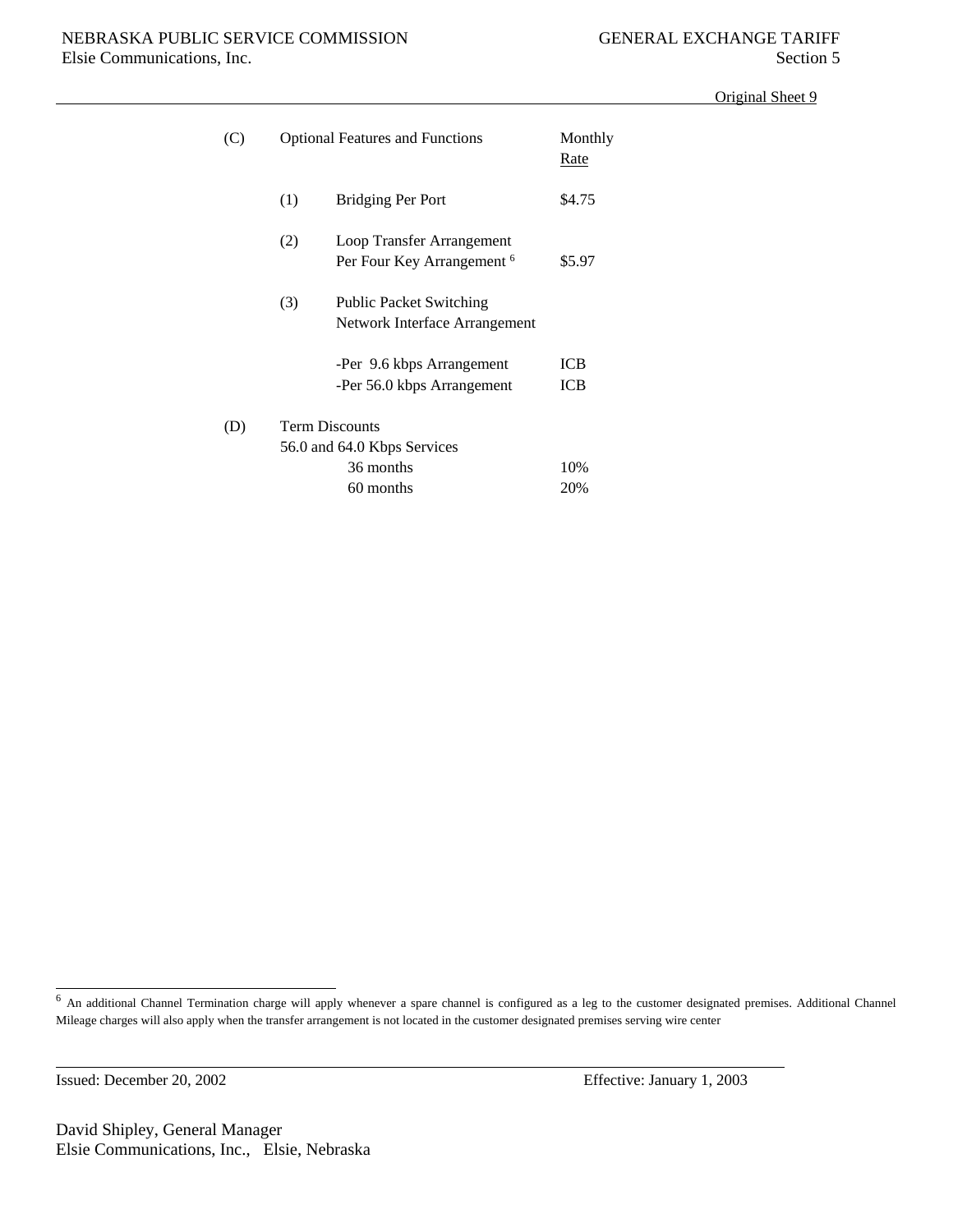Original Sheet 9

| | | | Monthly Rate |
|---|---|---|---|
| (C) | Optional Features and Functions | | |
| | (1) | Bridging Per Port | $4.75 |
| | (2) | Loop Transfer Arrangement Per Four Key Arrangement [6] | $5.97 |
| | (3) | Public Packet Switching Network Interface Arrangement | |
| | | -Per 9.6 kbps Arrangement | ICB |
| | | -Per 56.0 kbps Arrangement | ICB |
| (D) | Term Discounts | | |
| | 56.0 and 64.0 Kbps Services | | |
| | | 36 months | 10% |
| | | 60 months | 20% |

[6] An additional Channel Termination charge will apply whenever a spare channel is configured as a leg to the customer designated premises. Additional Channel Mileage charges will also apply when the transfer arrangement is not located in the customer designated premises serving wire center

Issued: December 20, 2002 Effective: January 1, 2003

David Shipley, General Manager
Elsie Communications, Inc., Elsie, Nebraska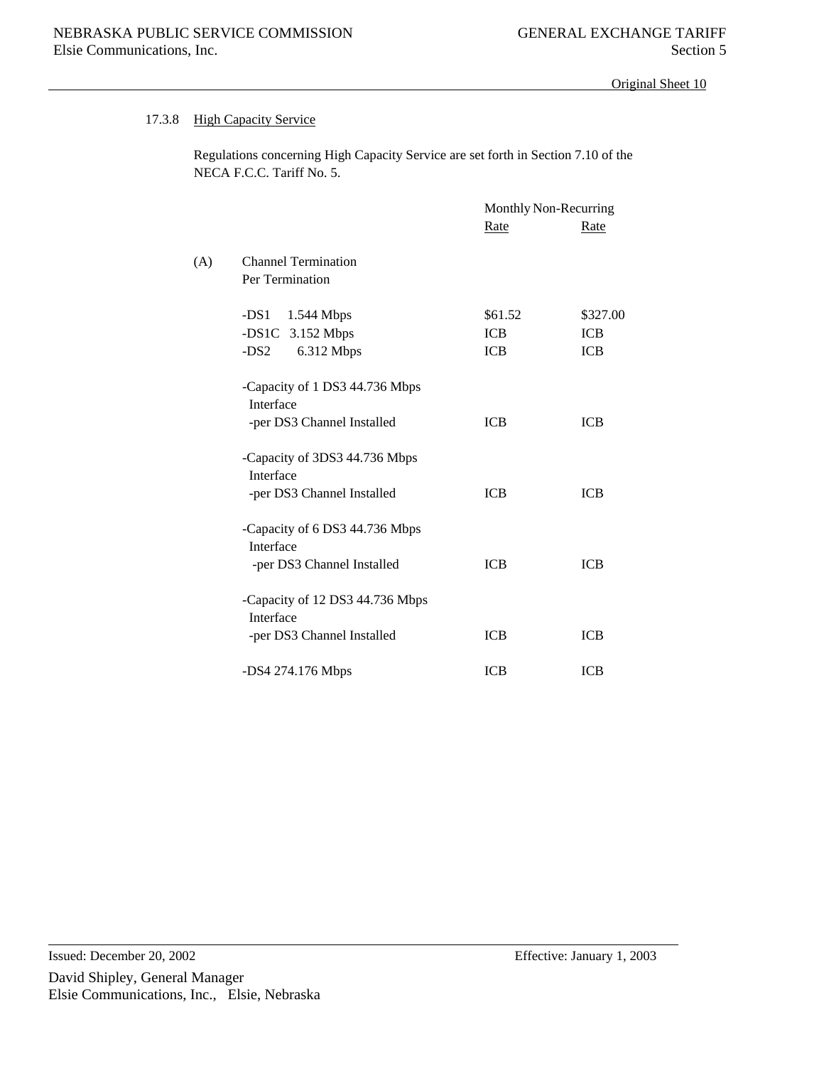NEBRASKA PUBLIC SERVICE COMMISSION GENERAL EXCHANGE TARIFF
Elsie Communications, Inc. Section 5

Original Sheet 10

### 17.3.8 High Capacity Service

Regulations concerning High Capacity Service are set forth in Section 7.10 of the NECA F.C.C. Tariff No. 5.

| | | Monthly Rate | Non-Recurring Rate |
|---|---|---|---|
| (A) | Channel Termination Per Termination | | |
| | -DS1 1.544 Mbps | $61.52 | $327.00 |
| | -DS1C 3.152 Mbps | ICB | ICB |
| | -DS2 6.312 Mbps | ICB | ICB |
| | -Capacity of 1 DS3 44.736 Mbps Interface -per DS3 Channel Installed | ICB | ICB |
| | -Capacity of 3DS3 44.736 Mbps Interface -per DS3 Channel Installed | ICB | ICB |
| | -Capacity of 6 DS3 44.736 Mbps Interface -per DS3 Channel Installed | ICB | ICB |
| | -Capacity of 12 DS3 44.736 Mbps Interface -per DS3 Channel Installed | ICB | ICB |
| | -DS4 274.176 Mbps | ICB | ICB |

Issued: December 20, 2002 Effective: January 1, 2003

David Shipley, General Manager
Elsie Communications, Inc., Elsie, Nebraska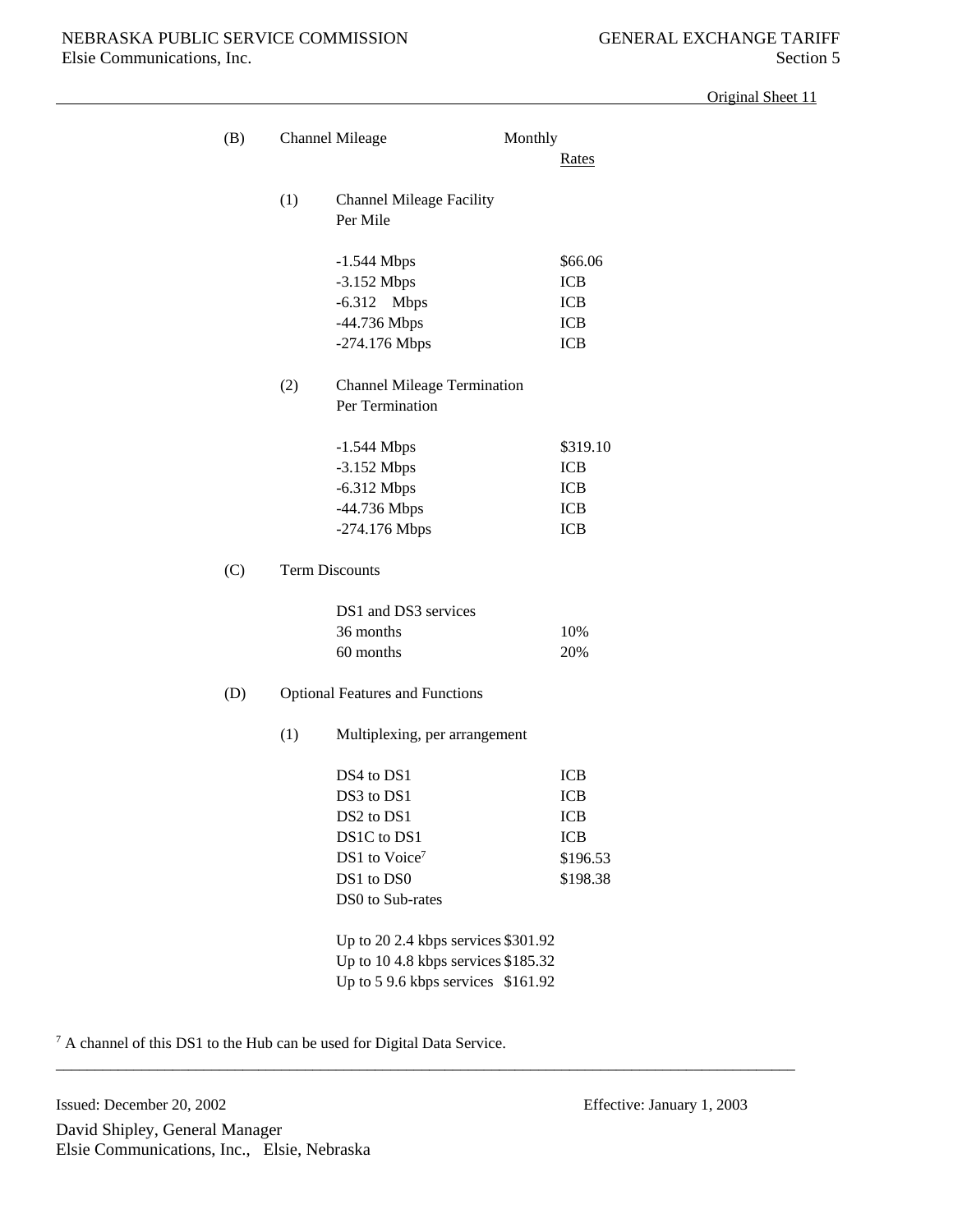Original Sheet 11

(B) Channel Mileage

| | Monthly Rates |
|---|---|
| **(1) Channel Mileage Facility Per Mile** | |
| -1.544 Mbps | $66.06 |
| -3.152 Mbps | ICB |
| -6.312 Mbps | ICB |
| -44.736 Mbps | ICB |
| -274.176 Mbps | ICB |
| **(2) Channel Mileage Termination Per Termination** | |
| -1.544 Mbps | $319.10 |
| -3.152 Mbps | ICB |
| -6.312 Mbps | ICB |
| -44.736 Mbps | ICB |
| -274.176 Mbps | ICB |

(C) Term Discounts

| DS1 and DS3 services | |
|---|---|
| 36 months | 10% |
| 60 months | 20% |

(D) Optional Features and Functions

(1) Multiplexing, per arrangement

| | |
|---|---|
| DS4 to DS1 | ICB |
| DS3 to DS1 | ICB |
| DS2 to DS1 | ICB |
| DS1C to DS1 | ICB |
| DS1 to Voice[7] | $196.53 |
| DS1 to DS0 | $198.38 |
| DS0 to Sub-rates | |
| Up to 20 2.4 kbps services | $301.92 |
| Up to 10 4.8 kbps services | $185.32 |
| Up to 5 9.6 kbps services | $161.92 |

[7] A channel of this DS1 to the Hub can be used for Digital Data Service.

Issued: December 20, 2002

Effective: January 1, 2003

David Shipley, General Manager
Elsie Communications, Inc., Elsie, Nebraska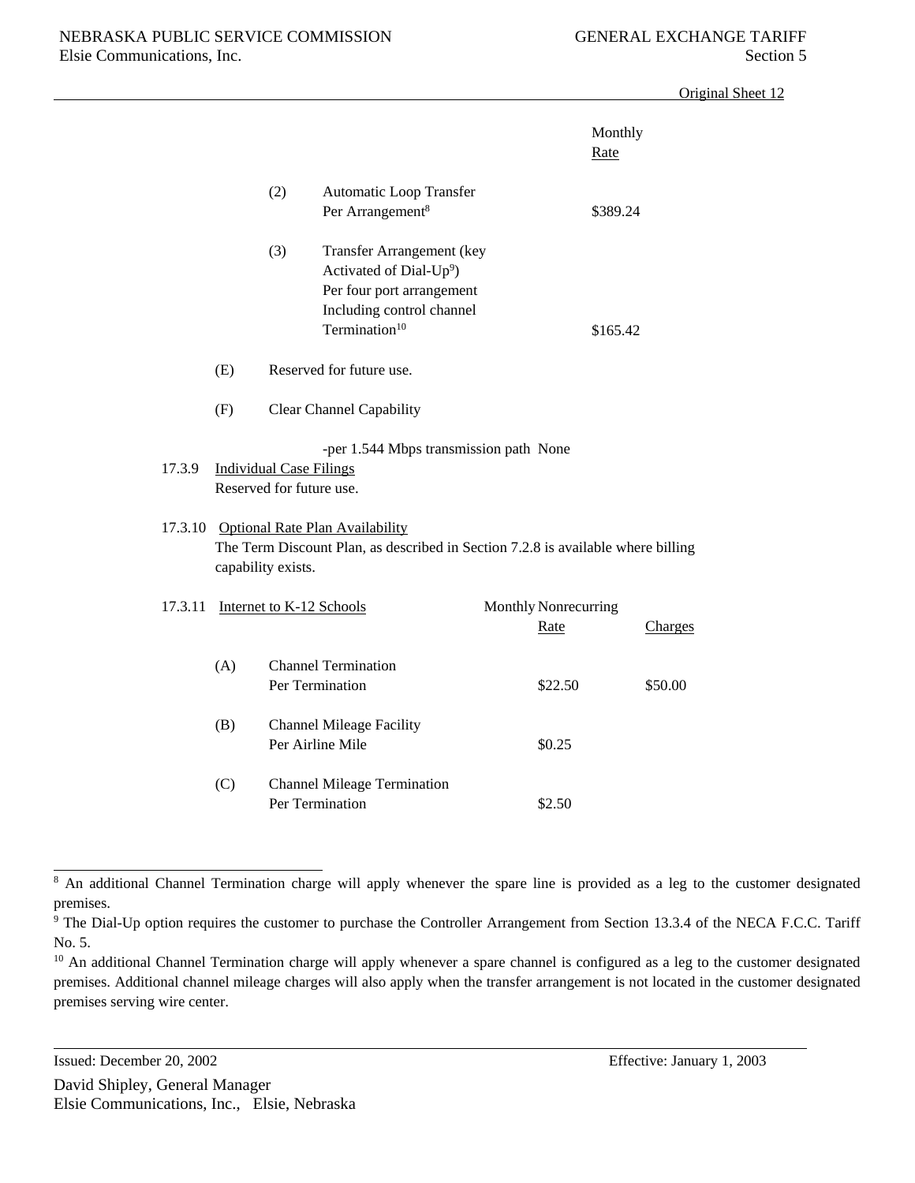Original Sheet 12

| | | Monthly Rate |
|---|---|---|
| (2) | Automatic Loop Transfer Per Arrangement[8] | $389.24 |
| (3) | Transfer Arrangement (key Activated of Dial-Up[9]) Per four port arrangement Including control channel Termination[10] | $165.42 |

(E) Reserved for future use.

(F) Clear Channel Capability

-per 1.544 Mbps transmission path None

17.3.9 Individual Case Filings

Reserved for future use.

17.3.10 Optional Rate Plan Availability

The Term Discount Plan, as described in Section 7.2.8 is available where billing capability exists.

17.3.11 Internet to K-12 Schools

| | | Monthly Rate | Nonrecurring Charges |
|---|---|---|---|
| (A) | Channel Termination Per Termination | $22.50 | $50.00 |
| (B) | Channel Mileage Facility Per Airline Mile | $0.25 | |
| (C) | Channel Mileage Termination Per Termination | $2.50 | |

[8] An additional Channel Termination charge will apply whenever the spare line is provided as a leg to the customer designated premises.

[9] The Dial-Up option requires the customer to purchase the Controller Arrangement from Section 13.3.4 of the NECA F.C.C. Tariff No. 5.

[10] An additional Channel Termination charge will apply whenever a spare channel is configured as a leg to the customer designated premises. Additional channel mileage charges will also apply when the transfer arrangement is not located in the customer designated premises serving wire center.

Issued: December 20, 2002

Effective: January 1, 2003

David Shipley, General Manager
Elsie Communications, Inc., Elsie, Nebraska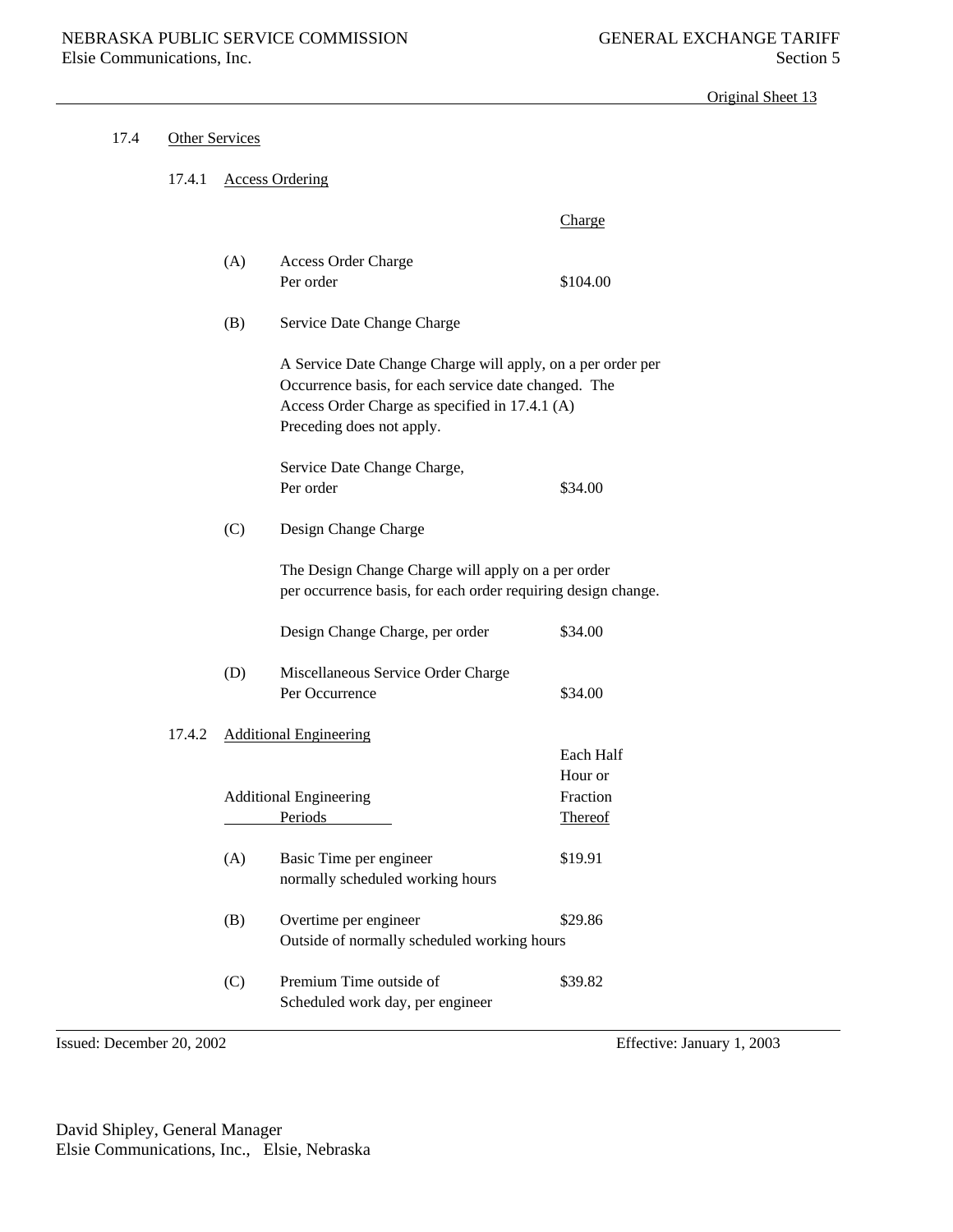Original Sheet 13

## 17.4 Other Services

### 17.4.1 Access Ordering

| | | Charge |
|---|---|---|
| (A) | Access Order Charge Per order | $104.00 |

(B) Service Date Change Charge

A Service Date Change Charge will apply, on a per order per Occurrence basis, for each service date changed. The Access Order Charge as specified in 17.4.1 (A) Preceding does not apply.

| | Charge |
|---|---|
| Service Date Change Charge, Per order | $34.00 |

(C) Design Change Charge

The Design Change Charge will apply on a per order per occurrence basis, for each order requiring design change.

| | Charge |
|---|---|
| Design Change Charge, per order | $34.00 |

| | | Charge |
|---|---|---|
| (D) | Miscellaneous Service Order Charge Per Occurrence | $34.00 |

### 17.4.2 Additional Engineering

| | Additional Engineering Periods | Each Half Hour or Fraction Thereof |
|---|---|---|
| (A) | Basic Time per engineer normally scheduled working hours | $19.91 |
| (B) | Overtime per engineer Outside of normally scheduled working hours | $29.86 |
| (C) | Premium Time outside of Scheduled work day, per engineer | $39.82 |

Issued: December 20, 2002 Effective: January 1, 2003

David Shipley, General Manager
Elsie Communications, Inc., Elsie, Nebraska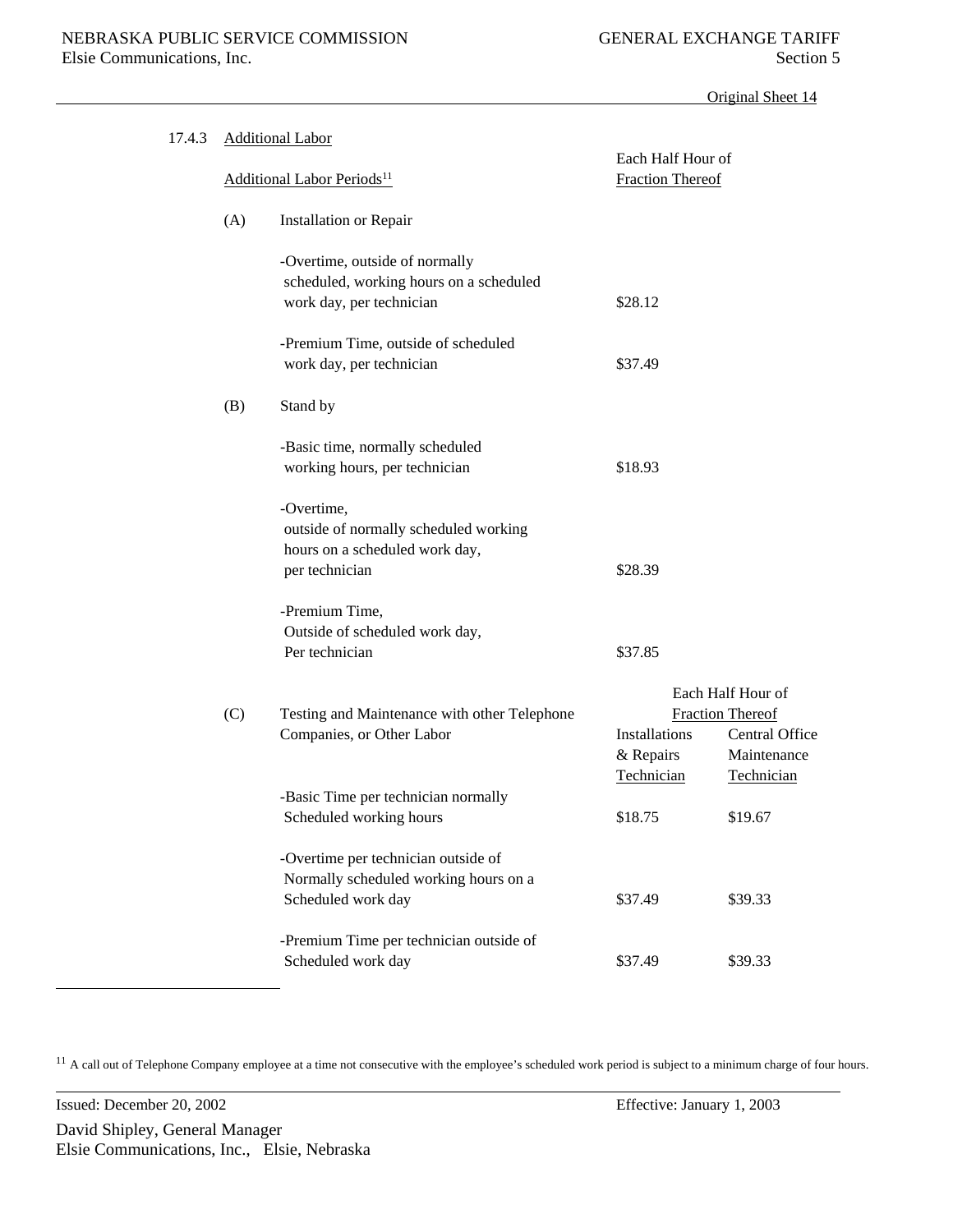Original Sheet 14

17.4.3 Additional Labor

| Additional Labor Periods[11] | Each Half Hour of Fraction Thereof |
|---|---|
| (A) Installation or Repair | |
| -Overtime, outside of normally scheduled, working hours on a scheduled work day, per technician | $28.12 |
| -Premium Time, outside of scheduled work day, per technician | $37.49 |
| (B) Stand by | |
| -Basic time, normally scheduled working hours, per technician | $18.93 |
| -Overtime, outside of normally scheduled working hours on a scheduled work day, per technician | $28.39 |
| -Premium Time, Outside of scheduled work day, Per technician | $37.85 |

| (C) Testing and Maintenance with other Telephone Companies, or Other Labor | Each Half Hour of Fraction Thereof | |
|---|---|---|
| | Installations & Repairs Technician | Central Office Maintenance Technician |
| -Basic Time per technician normally Scheduled working hours | $18.75 | $19.67 |
| -Overtime per technician outside of Normally scheduled working hours on a Scheduled work day | $37.49 | $39.33 |
| -Premium Time per technician outside of Scheduled work day | $37.49 | $39.33 |

[11] A call out of Telephone Company employee at a time not consecutive with the employee's scheduled work period is subject to a minimum charge of four hours.

Issued: December 20, 2002 Effective: January 1, 2003

David Shipley, General Manager
Elsie Communications, Inc., Elsie, Nebraska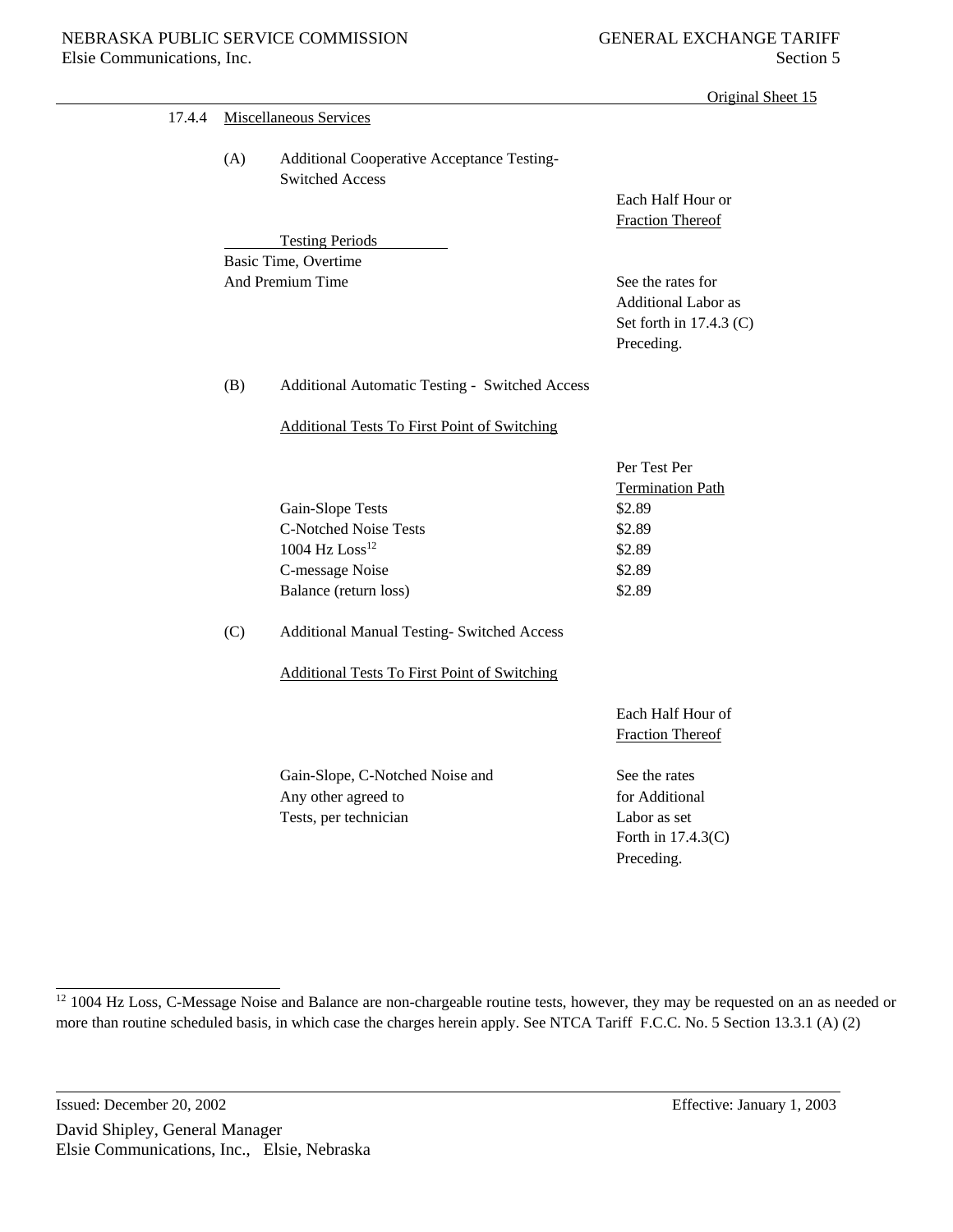Original Sheet 15

17.4.4 Miscellaneous Services

(A) Additional Cooperative Acceptance Testing-Switched Access

| Testing Periods | Each Half Hour or Fraction Thereof |
|---|---|
| Basic Time, Overtime And Premium Time | See the rates for Additional Labor as Set forth in 17.4.3 (C) Preceding. |

(B) Additional Automatic Testing - Switched Access

Additional Tests To First Point of Switching

| | Per Test Per Termination Path |
|---|---|
| Gain-Slope Tests | $2.89 |
| C-Notched Noise Tests | $2.89 |
| 1004 Hz Loss[12] | $2.89 |
| C-message Noise | $2.89 |
| Balance (return loss) | $2.89 |

(C) Additional Manual Testing- Switched Access

Additional Tests To First Point of Switching

| | Each Half Hour of Fraction Thereof |
|---|---|
| Gain-Slope, C-Notched Noise and Any other agreed to Tests, per technician | See the rates for Additional Labor as set Forth in 17.4.3(C) Preceding. |

[12] 1004 Hz Loss, C-Message Noise and Balance are non-chargeable routine tests, however, they may be requested on an as needed or more than routine scheduled basis, in which case the charges herein apply. See NTCA Tariff F.C.C. No. 5 Section 13.3.1 (A) (2)

Issued: December 20, 2002 Effective: January 1, 2003

David Shipley, General Manager
Elsie Communications, Inc., Elsie, Nebraska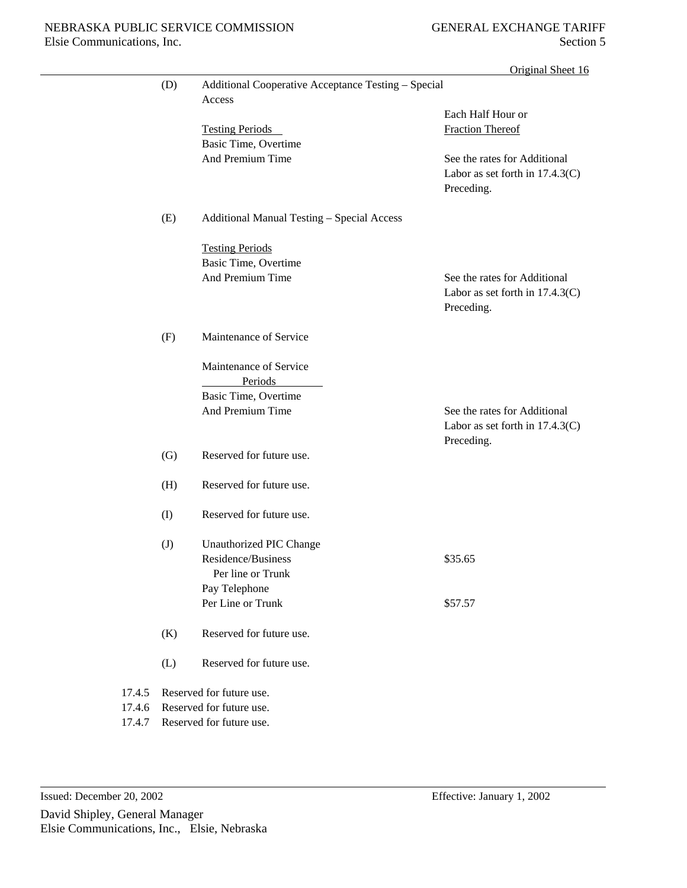Original Sheet 16

(D) Additional Cooperative Acceptance Testing – Special Access

| | |
|---|---|
| Testing Periods | Each Half Hour or Fraction Thereof |
| Basic Time, Overtime And Premium Time | See the rates for Additional Labor as set forth in 17.4.3(C) Preceding. |

(E) Additional Manual Testing – Special Access

| | |
|---|---|
| Testing Periods | |
| Basic Time, Overtime And Premium Time | See the rates for Additional Labor as set forth in 17.4.3(C) Preceding. |

(F) Maintenance of Service

| | |
|---|---|
| Maintenance of Service Periods | |
| Basic Time, Overtime And Premium Time | See the rates for Additional Labor as set forth in 17.4.3(C) Preceding. |

(G) Reserved for future use.

(H) Reserved for future use.

(I) Reserved for future use.

(J) Unauthorized PIC Change

| | |
|---|---|
| Residence/Business Per line or Trunk | $35.65 |
| Pay Telephone Per Line or Trunk | $57.57 |

(K) Reserved for future use.

(L) Reserved for future use.

17.4.5 Reserved for future use.
17.4.6 Reserved for future use.
17.4.7 Reserved for future use.

Issued: December 20, 2002 Effective: January 1, 2002

David Shipley, General Manager
Elsie Communications, Inc., Elsie, Nebraska